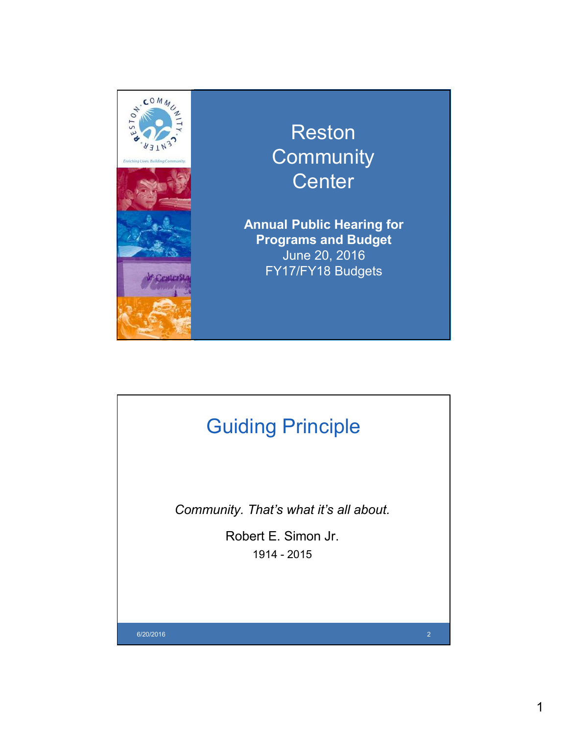# Reston Community Center

**Annual Public Hearing for Programs and Budget**
June 20, 2016
FY17/FY18 Budgets

## Guiding Principle

*Community. That's what it's all about.*

Robert E. Simon Jr.
1914 - 2015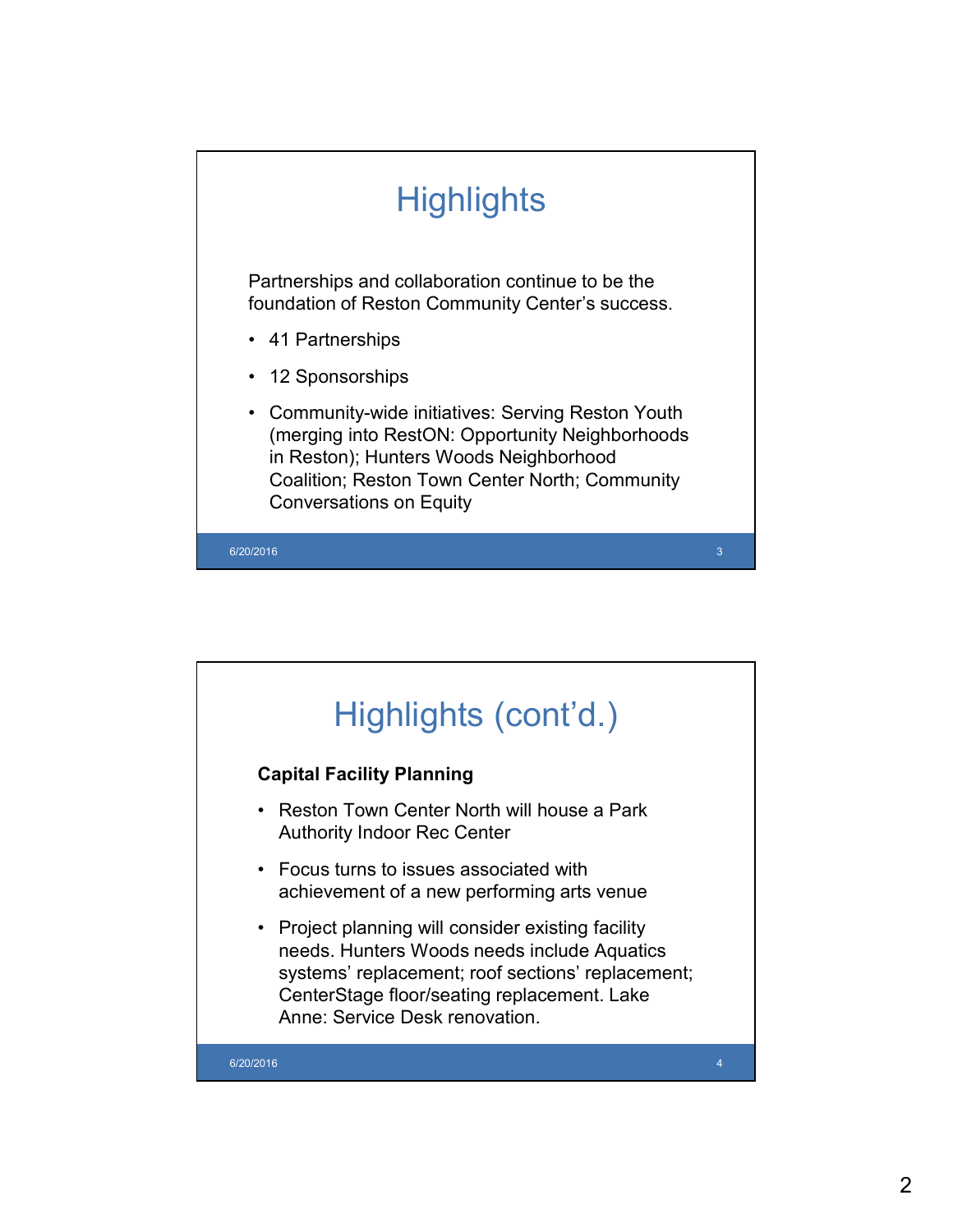# Highlights

Partnerships and collaboration continue to be the foundation of Reston Community Center's success.

- 41 Partnerships
- 12 Sponsorships
- Community-wide initiatives: Serving Reston Youth (merging into RestON: Opportunity Neighborhoods in Reston); Hunters Woods Neighborhood Coalition; Reston Town Center North; Community Conversations on Equity

# Highlights (cont'd.)

**Capital Facility Planning**

- Reston Town Center North will house a Park Authority Indoor Rec Center
- Focus turns to issues associated with achievement of a new performing arts venue
- Project planning will consider existing facility needs. Hunters Woods needs include Aquatics systems' replacement; roof sections' replacement; CenterStage floor/seating replacement. Lake Anne: Service Desk renovation.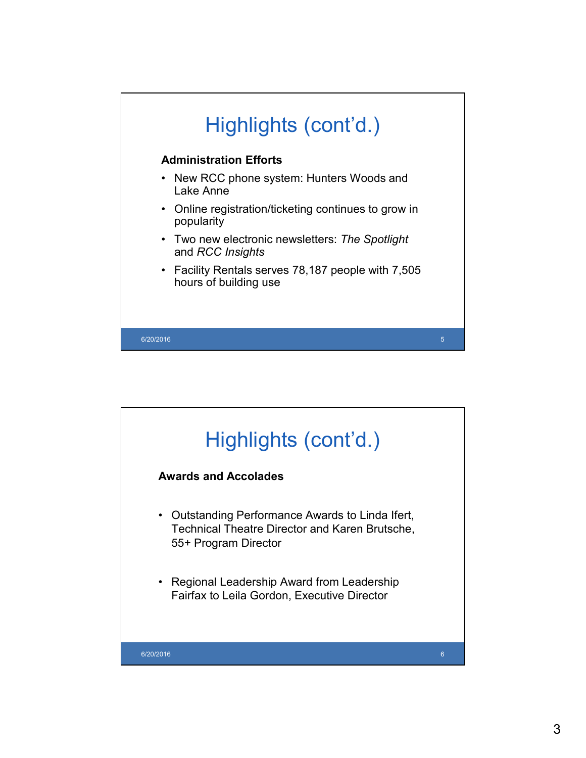# Highlights (cont'd.)

**Administration Efforts**

- New RCC phone system: Hunters Woods and Lake Anne
- Online registration/ticketing continues to grow in popularity
- Two new electronic newsletters: *The Spotlight* and *RCC Insights*
- Facility Rentals serves 78,187 people with 7,505 hours of building use

# Highlights (cont'd.)

**Awards and Accolades**

- Outstanding Performance Awards to Linda Ifert, Technical Theatre Director and Karen Brutsche, 55+ Program Director
- Regional Leadership Award from Leadership Fairfax to Leila Gordon, Executive Director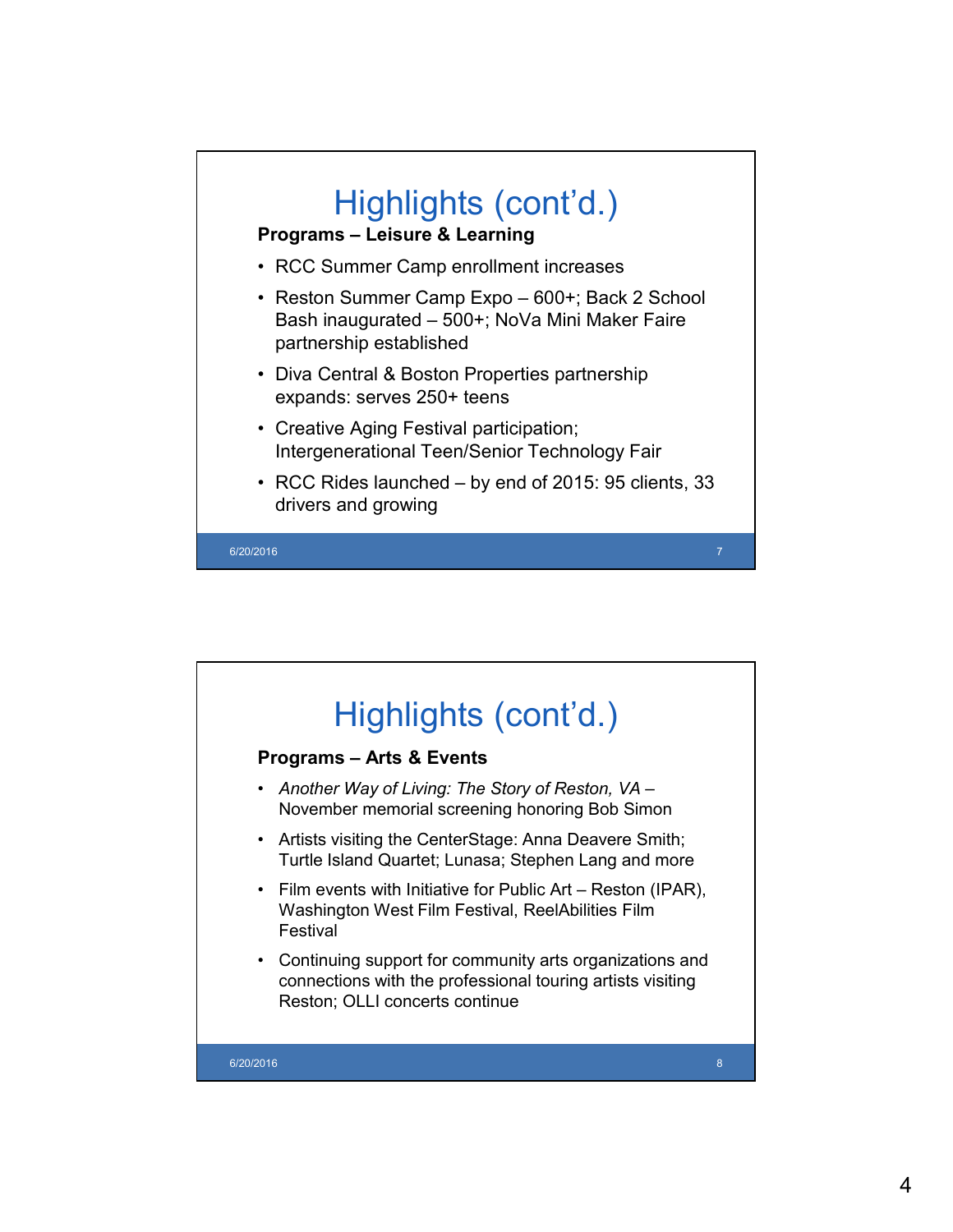# Highlights (cont'd.)

**Programs – Leisure & Learning**

- RCC Summer Camp enrollment increases
- Reston Summer Camp Expo – 600+; Back 2 School Bash inaugurated – 500+; NoVa Mini Maker Faire partnership established
- Diva Central & Boston Properties partnership expands: serves 250+ teens
- Creative Aging Festival participation; Intergenerational Teen/Senior Technology Fair
- RCC Rides launched – by end of 2015: 95 clients, 33 drivers and growing

6/20/2016

# Highlights (cont'd.)

**Programs – Arts & Events**

- *Another Way of Living: The Story of Reston, VA* – November memorial screening honoring Bob Simon
- Artists visiting the CenterStage: Anna Deavere Smith; Turtle Island Quartet; Lunasa; Stephen Lang and more
- Film events with Initiative for Public Art – Reston (IPAR), Washington West Film Festival, ReelAbilities Film Festival
- Continuing support for community arts organizations and connections with the professional touring artists visiting Reston; OLLI concerts continue

6/20/2016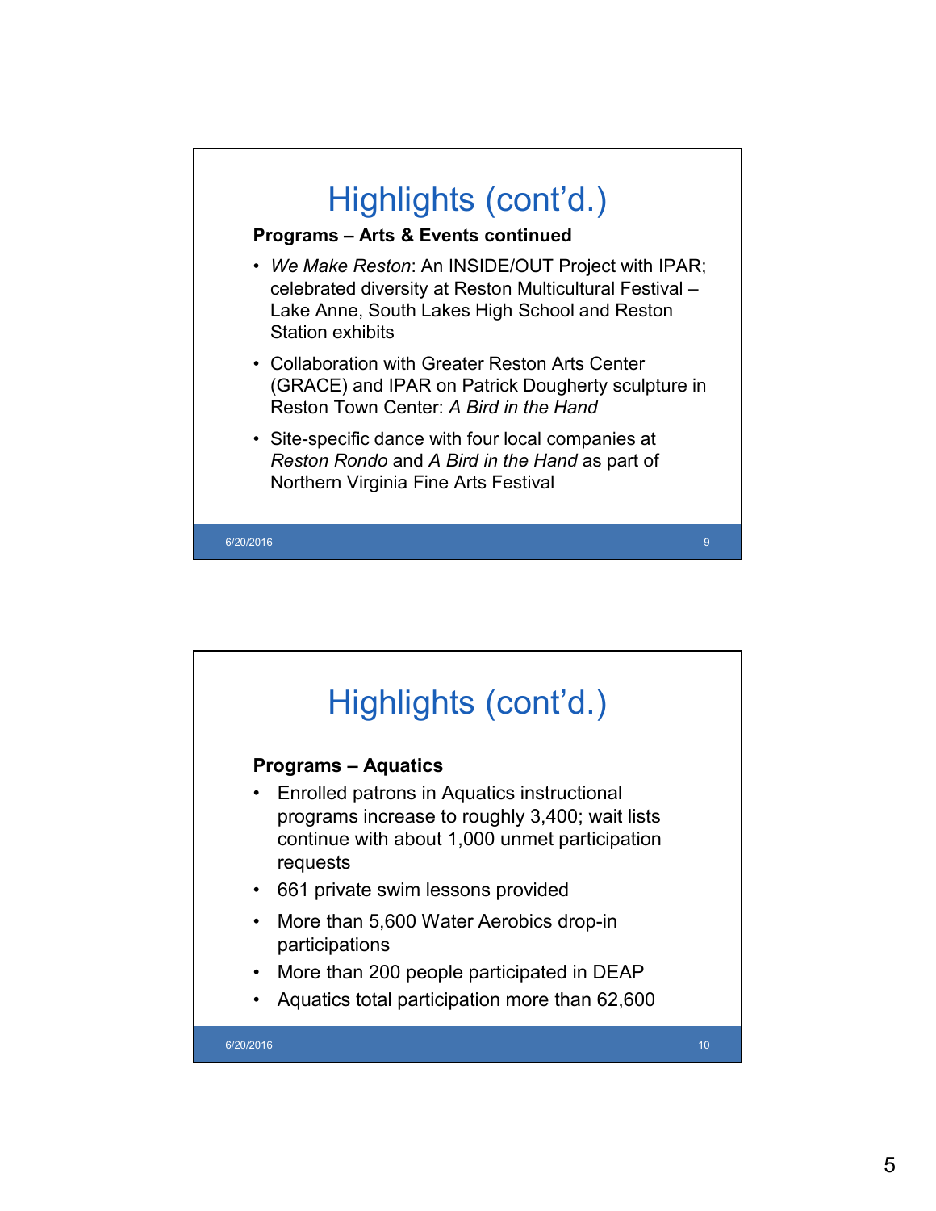# Highlights (cont'd.)

**Programs – Arts & Events continued**

- *We Make Reston*: An INSIDE/OUT Project with IPAR; celebrated diversity at Reston Multicultural Festival – Lake Anne, South Lakes High School and Reston Station exhibits
- Collaboration with Greater Reston Arts Center (GRACE) and IPAR on Patrick Dougherty sculpture in Reston Town Center: *A Bird in the Hand*
- Site-specific dance with four local companies at *Reston Rondo* and *A Bird in the Hand* as part of Northern Virginia Fine Arts Festival

# Highlights (cont'd.)

**Programs – Aquatics**

- Enrolled patrons in Aquatics instructional programs increase to roughly 3,400; wait lists continue with about 1,000 unmet participation requests
- 661 private swim lessons provided
- More than 5,600 Water Aerobics drop-in participations
- More than 200 people participated in DEAP
- Aquatics total participation more than 62,600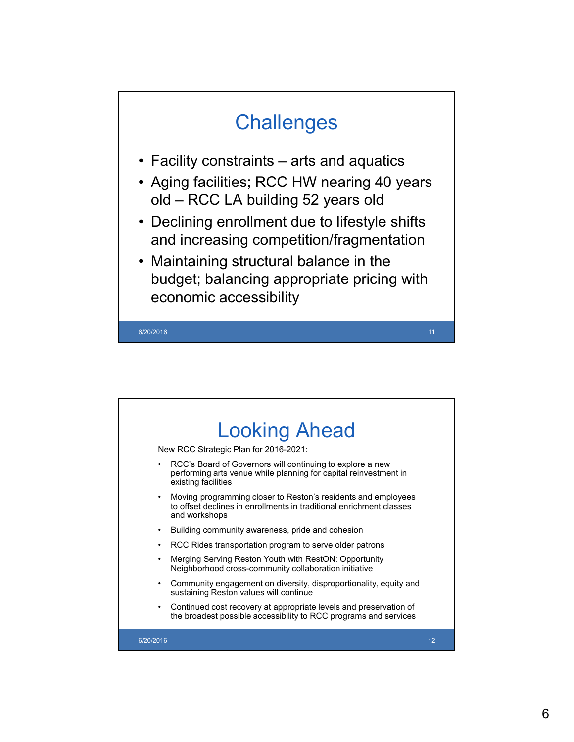# Challenges

- Facility constraints – arts and aquatics
- Aging facilities; RCC HW nearing 40 years old – RCC LA building 52 years old
- Declining enrollment due to lifestyle shifts and increasing competition/fragmentation
- Maintaining structural balance in the budget; balancing appropriate pricing with economic accessibility

6/20/2016

# Looking Ahead

New RCC Strategic Plan for 2016-2021:

- RCC's Board of Governors will continuing to explore a new performing arts venue while planning for capital reinvestment in existing facilities
- Moving programming closer to Reston's residents and employees to offset declines in enrollments in traditional enrichment classes and workshops
- Building community awareness, pride and cohesion
- RCC Rides transportation program to serve older patrons
- Merging Serving Reston Youth with RestON: Opportunity Neighborhood cross-community collaboration initiative
- Community engagement on diversity, disproportionality, equity and sustaining Reston values will continue
- Continued cost recovery at appropriate levels and preservation of the broadest possible accessibility to RCC programs and services

6/20/2016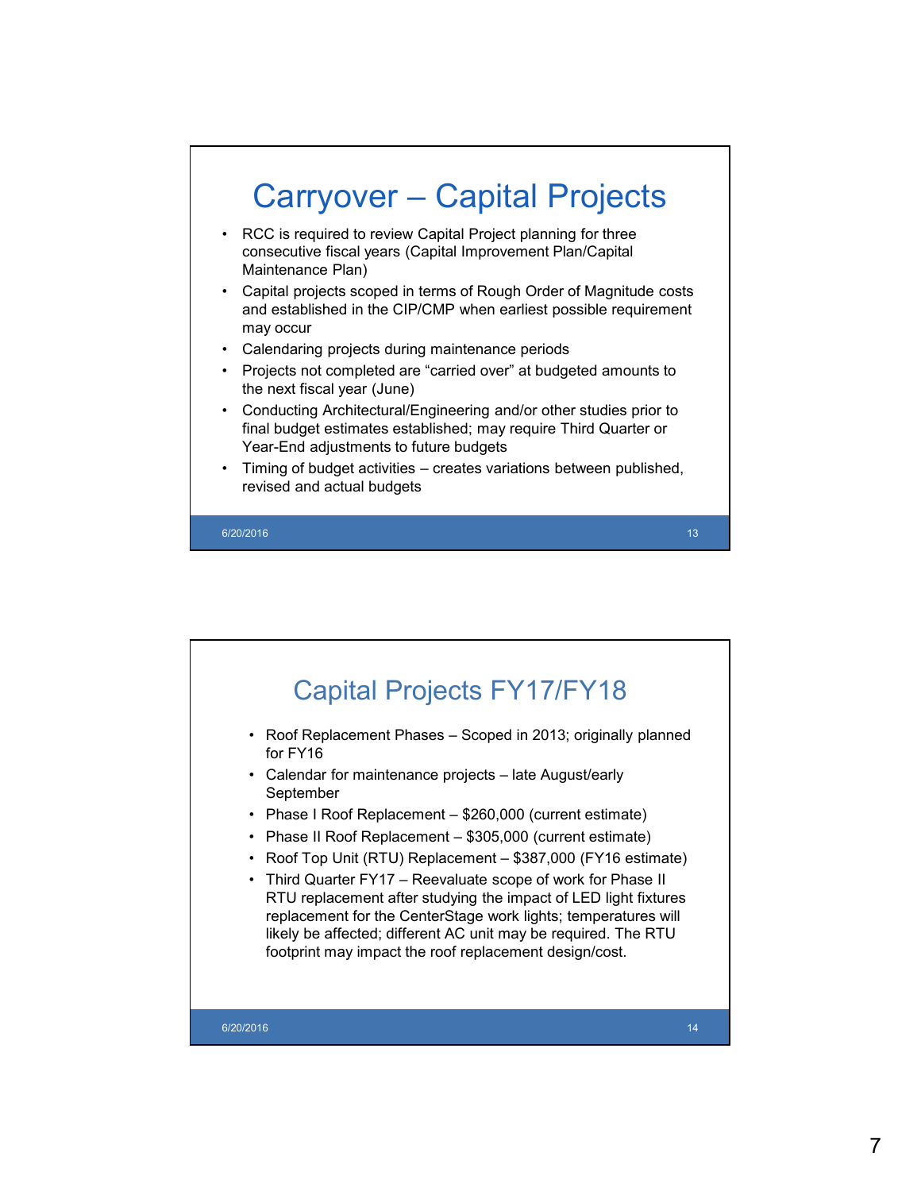# Carryover – Capital Projects

- RCC is required to review Capital Project planning for three consecutive fiscal years (Capital Improvement Plan/Capital Maintenance Plan)
- Capital projects scoped in terms of Rough Order of Magnitude costs and established in the CIP/CMP when earliest possible requirement may occur
- Calendaring projects during maintenance periods
- Projects not completed are “carried over” at budgeted amounts to the next fiscal year (June)
- Conducting Architectural/Engineering and/or other studies prior to final budget estimates established; may require Third Quarter or Year-End adjustments to future budgets
- Timing of budget activities – creates variations between published, revised and actual budgets

6/20/2016

# Capital Projects FY17/FY18

- Roof Replacement Phases – Scoped in 2013; originally planned for FY16
- Calendar for maintenance projects – late August/early September
- Phase I Roof Replacement – $260,000 (current estimate)
- Phase II Roof Replacement – $305,000 (current estimate)
- Roof Top Unit (RTU) Replacement – $387,000 (FY16 estimate)
- Third Quarter FY17 – Reevaluate scope of work for Phase II RTU replacement after studying the impact of LED light fixtures replacement for the CenterStage work lights; temperatures will likely be affected; different AC unit may be required. The RTU footprint may impact the roof replacement design/cost.

6/20/2016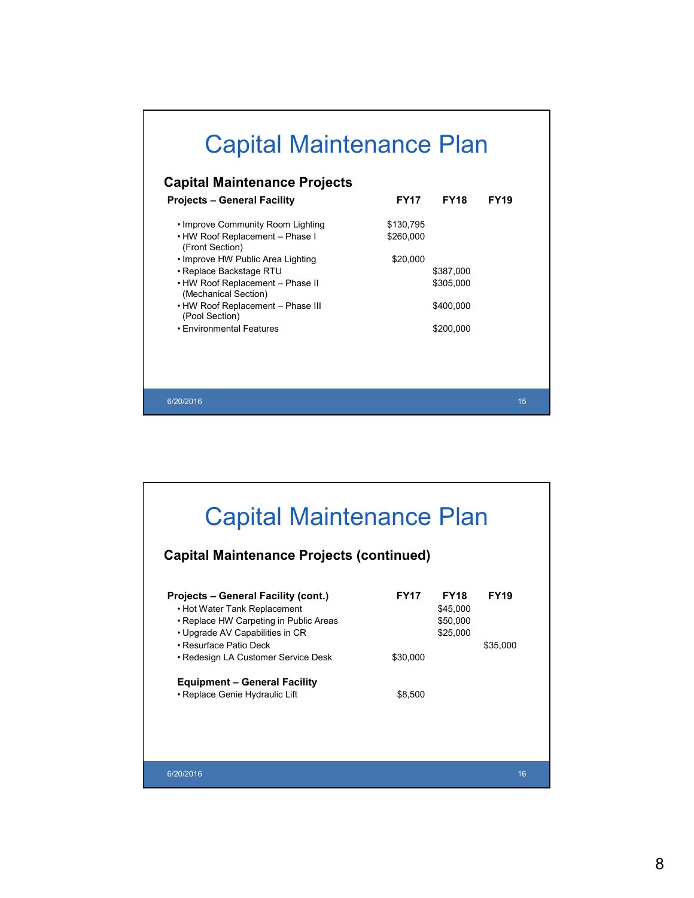# Capital Maintenance Plan

## Capital Maintenance Projects

| Projects – General Facility | FY17 | FY18 | FY19 |
|---|---|---|---|
| • Improve Community Room Lighting | $130,795 | | |
| • HW Roof Replacement – Phase I (Front Section) | $260,000 | | |
| • Improve HW Public Area Lighting | $20,000 | | |
| • Replace Backstage RTU | | $387,000 | |
| • HW Roof Replacement – Phase II (Mechanical Section) | | $305,000 | |
| • HW Roof Replacement – Phase III (Pool Section) | | $400,000 | |
| • Environmental Features | | $200,000 | |

# Capital Maintenance Plan

## Capital Maintenance Projects (continued)

| Projects – General Facility (cont.) | FY17 | FY18 | FY19 |
|---|---|---|---|
| • Hot Water Tank Replacement | | $45,000 | |
| • Replace HW Carpeting in Public Areas | | $50,000 | |
| • Upgrade AV Capabilities in CR | | $25,000 | |
| • Resurface Patio Deck | | | $35,000 |
| • Redesign LA Customer Service Desk | $30,000 | | |
| **Equipment – General Facility** | | | |
| • Replace Genie Hydraulic Lift | $8,500 | | |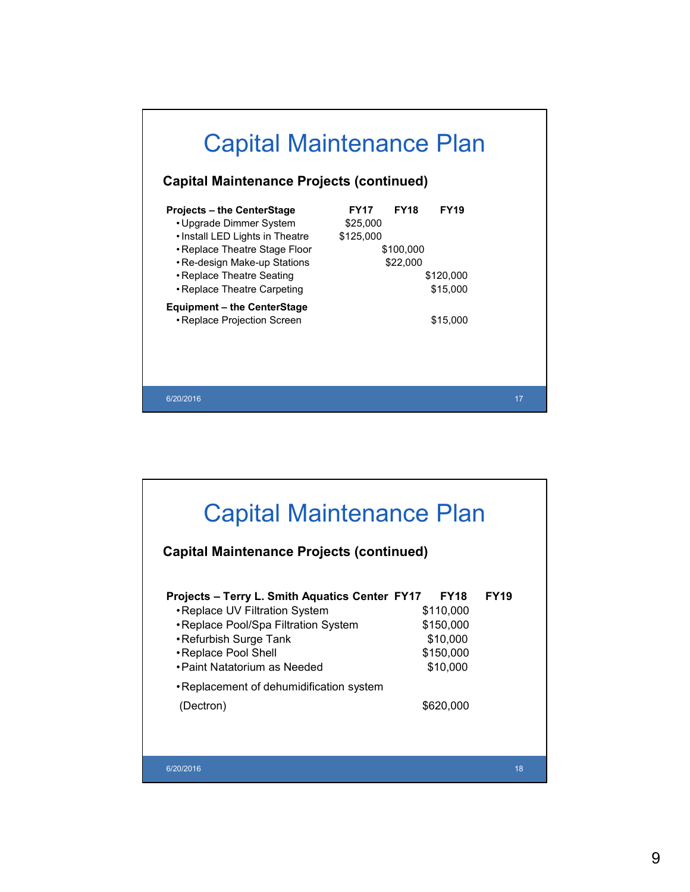# Capital Maintenance Plan

## Capital Maintenance Projects (continued)

| Projects – the CenterStage | FY17 | FY18 | FY19 |
|---|---|---|---|
| • Upgrade Dimmer System | $25,000 | | |
| • Install LED Lights in Theatre | $125,000 | | |
| • Replace Theatre Stage Floor | | $100,000 | |
| • Re-design Make-up Stations | | $22,000 | |
| • Replace Theatre Seating | | | $120,000 |
| • Replace Theatre Carpeting | | | $15,000 |
| **Equipment – the CenterStage** | | | |
| • Replace Projection Screen | | | $15,000 |

# Capital Maintenance Plan

## Capital Maintenance Projects (continued)

| Projects – Terry L. Smith Aquatics Center | FY17 | FY18 | FY19 |
|---|---|---|---|
| • Replace UV Filtration System | | $110,000 | |
| • Replace Pool/Spa Filtration System | | $150,000 | |
| • Refurbish Surge Tank | | $10,000 | |
| • Replace Pool Shell | | $150,000 | |
| • Paint Natatorium as Needed | | $10,000 | |
| • Replacement of dehumidification system (Dectron) | | $620,000 | |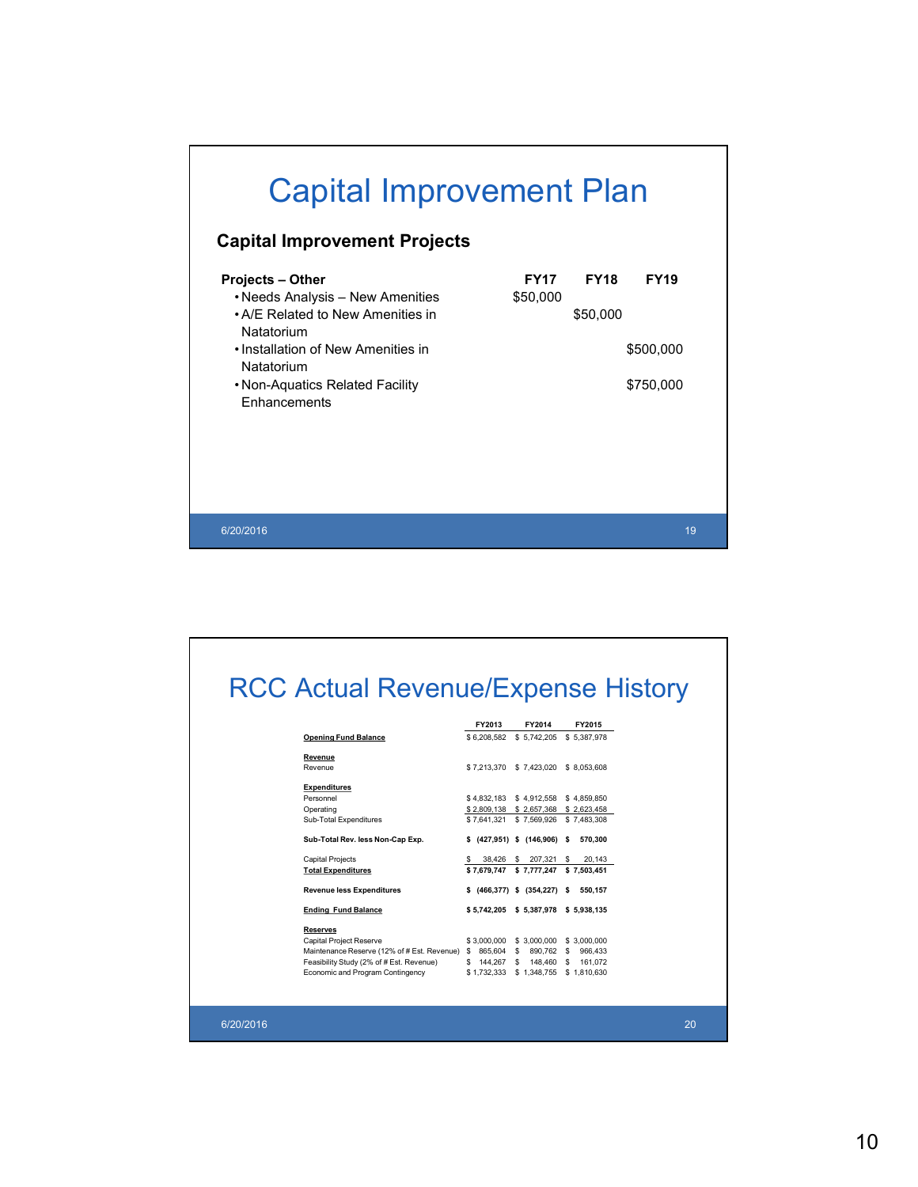# Capital Improvement Plan

## Capital Improvement Projects

| Projects – Other | FY17 | FY18 | FY19 |
|---|---|---|---|
| • Needs Analysis – New Amenities | $50,000 | | |
| • A/E Related to New Amenities in Natatorium | | $50,000 | |
| • Installation of New Amenities in Natatorium | | | $500,000 |
| • Non-Aquatics Related Facility Enhancements | | | $750,000 |

6/20/2016

# RCC Actual Revenue/Expense History

| | FY2013 | FY2014 | FY2015 |
|---|---|---|---|
| **Opening Fund Balance** | $ 6,208,582 | $ 5,742,205 | $ 5,387,978 |
| **Revenue** | | | |
| Revenue | $ 7,213,370 | $ 7,423,020 | $ 8,053,608 |
| **Expenditures** | | | |
| Personnel | $ 4,832,183 | $ 4,912,558 | $ 4,859,850 |
| Operating | $ 2,809,138 | $ 2,657,368 | $ 2,623,458 |
| Sub-Total Expenditures | $ 7,641,321 | $ 7,569,926 | $ 7,483,308 |
| **Sub-Total Rev. less Non-Cap Exp.** | **$ (427,951)** | **$ (146,906)** | **$ 570,300** |
| Capital Projects | $ 38,426 | $ 207,321 | $ 20,143 |
| **Total Expenditures** | **$ 7,679,747** | **$ 7,777,247** | **$ 7,503,451** |
| **Revenue less Expenditures** | **$ (466,377)** | **$ (354,227)** | **$ 550,157** |
| **Ending Fund Balance** | **$ 5,742,205** | **$ 5,387,978** | **$ 5,938,135** |
| **Reserves** | | | |
| Capital Project Reserve | $ 3,000,000 | $ 3,000,000 | $ 3,000,000 |
| Maintenance Reserve (12% of # Est. Revenue) | $ 865,604 | $ 890,762 | $ 966,433 |
| Feasibility Study (2% of # Est. Revenue) | $ 144,267 | $ 148,460 | $ 161,072 |
| Economic and Program Contingency | $ 1,732,333 | $ 1,348,755 | $ 1,810,630 |

6/20/2016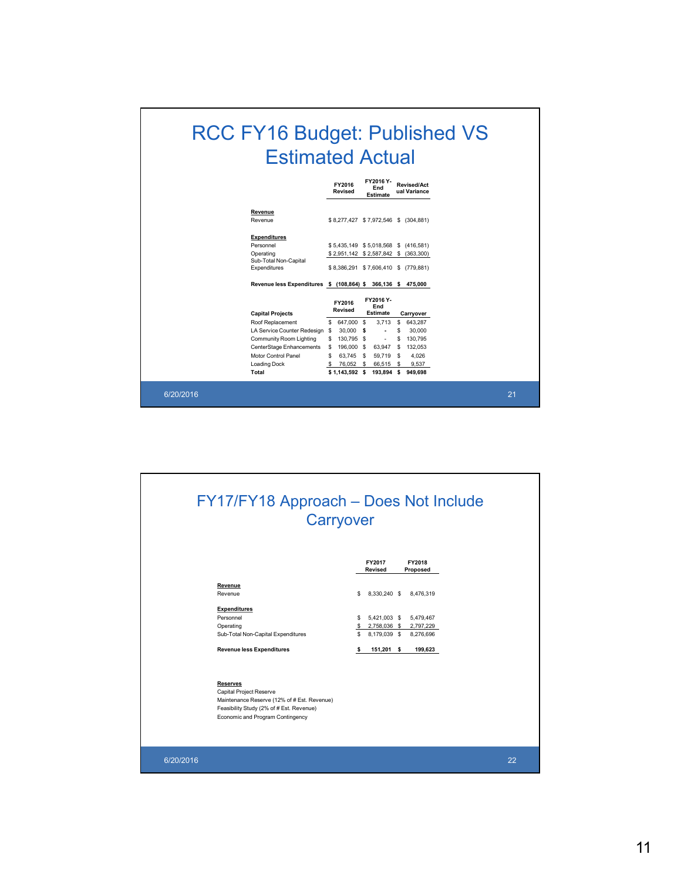# RCC FY16 Budget: Published VS Estimated Actual

| | FY2016 Revised | FY2016 Y-End Estimate | Revised/Actual Variance |
|---|---|---|---|
| **Revenue** | | | |
| Revenue | $ 8,277,427 | $ 7,972,546 | $ (304,881) |
| **Expenditures** | | | |
| Personnel | $ 5,435,149 | $ 5,018,568 | $ (416,581) |
| Operating | $ 2,951,142 | $ 2,587,842 | $ (363,300) |
| Sub-Total Non-Capital Expenditures | $ 8,386,291 | $ 7,606,410 | $ (779,881) |
| **Revenue less Expenditures** | **$ (108,864)** | **$ 366,136** | **$ 475,000** |

| Capital Projects | FY2016 Revised | FY2016 Y-End Estimate | Carryover |
|---|---|---|---|
| Roof Replacement | $ 647,000 | $ 3,713 | $ 643,287 |
| LA Service Counter Redesign | $ 30,000 | $ - | $ 30,000 |
| Community Room Lighting | $ 130,795 | $ - | $ 130,795 |
| CenterStage Enhancements | $ 196,000 | $ 63,947 | $ 132,053 |
| Motor Control Panel | $ 63,745 | $ 59,719 | $ 4,026 |
| Loading Dock | $ 76,052 | $ 66,515 | $ 9,537 |
| **Total** | **$ 1,143,592** | **$ 193,894** | **$ 949,698** |

# FY17/FY18 Approach – Does Not Include Carryover

| | FY2017 Revised | FY2018 Proposed |
|---|---|---|
| **Revenue** | | |
| Revenue | $ 8,330,240 | $ 8,476,319 |
| **Expenditures** | | |
| Personnel | $ 5,421,003 | $ 5,479,467 |
| Operating | $ 2,758,036 | $ 2,797,229 |
| Sub-Total Non-Capital Expenditures | $ 8,179,039 | $ 8,276,696 |
| **Revenue less Expenditures** | **$ 151,201** | **$ 199,623** |

**Reserves**

Capital Project Reserve

Maintenance Reserve (12% of # Est. Revenue)

Feasibility Study (2% of # Est. Revenue)

Economic and Program Contingency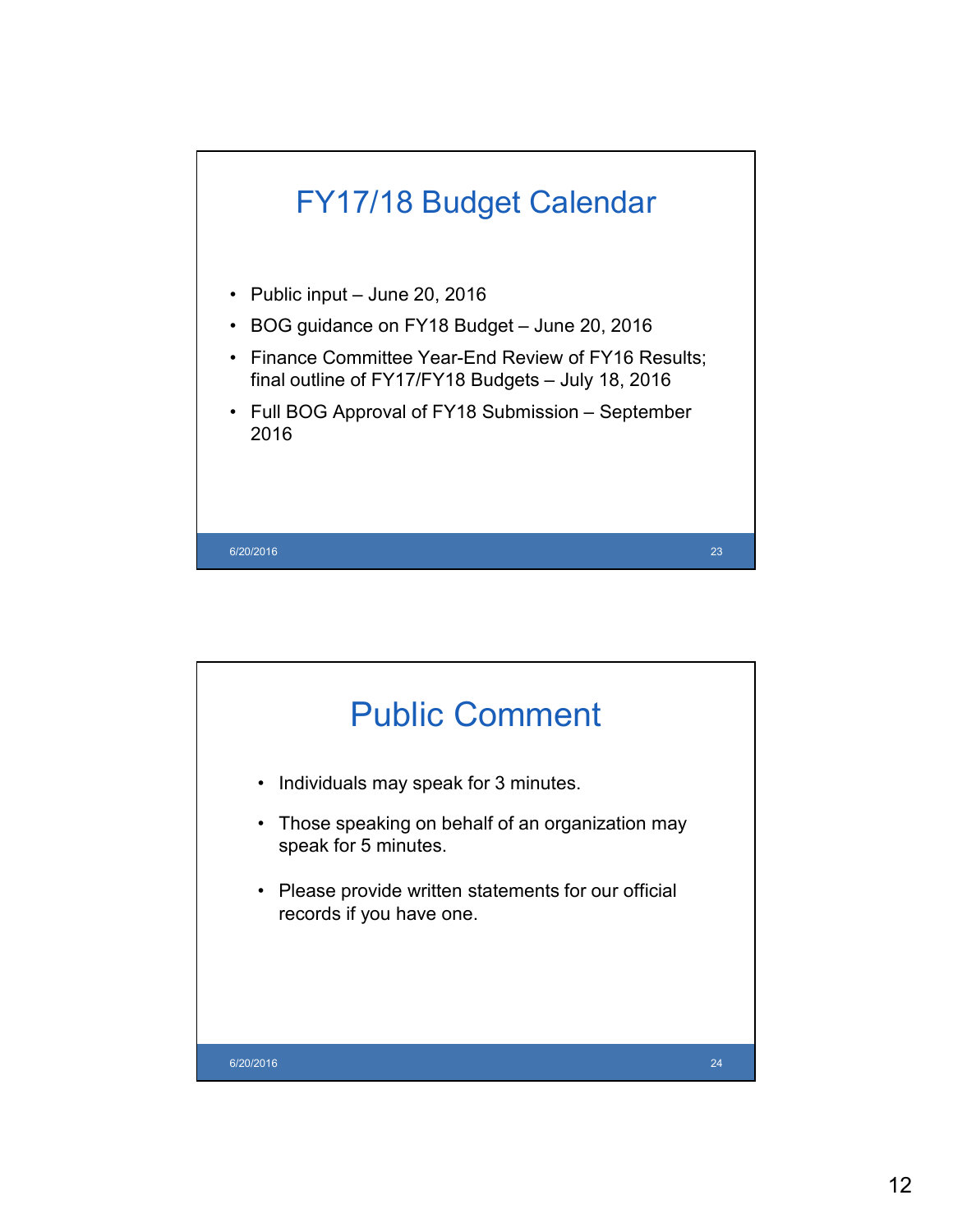## FY17/18 Budget Calendar

- Public input – June 20, 2016
- BOG guidance on FY18 Budget – June 20, 2016
- Finance Committee Year-End Review of FY16 Results; final outline of FY17/FY18 Budgets – July 18, 2016
- Full BOG Approval of FY18 Submission – September 2016

## Public Comment

- Individuals may speak for 3 minutes.
- Those speaking on behalf of an organization may speak for 5 minutes.
- Please provide written statements for our official records if you have one.